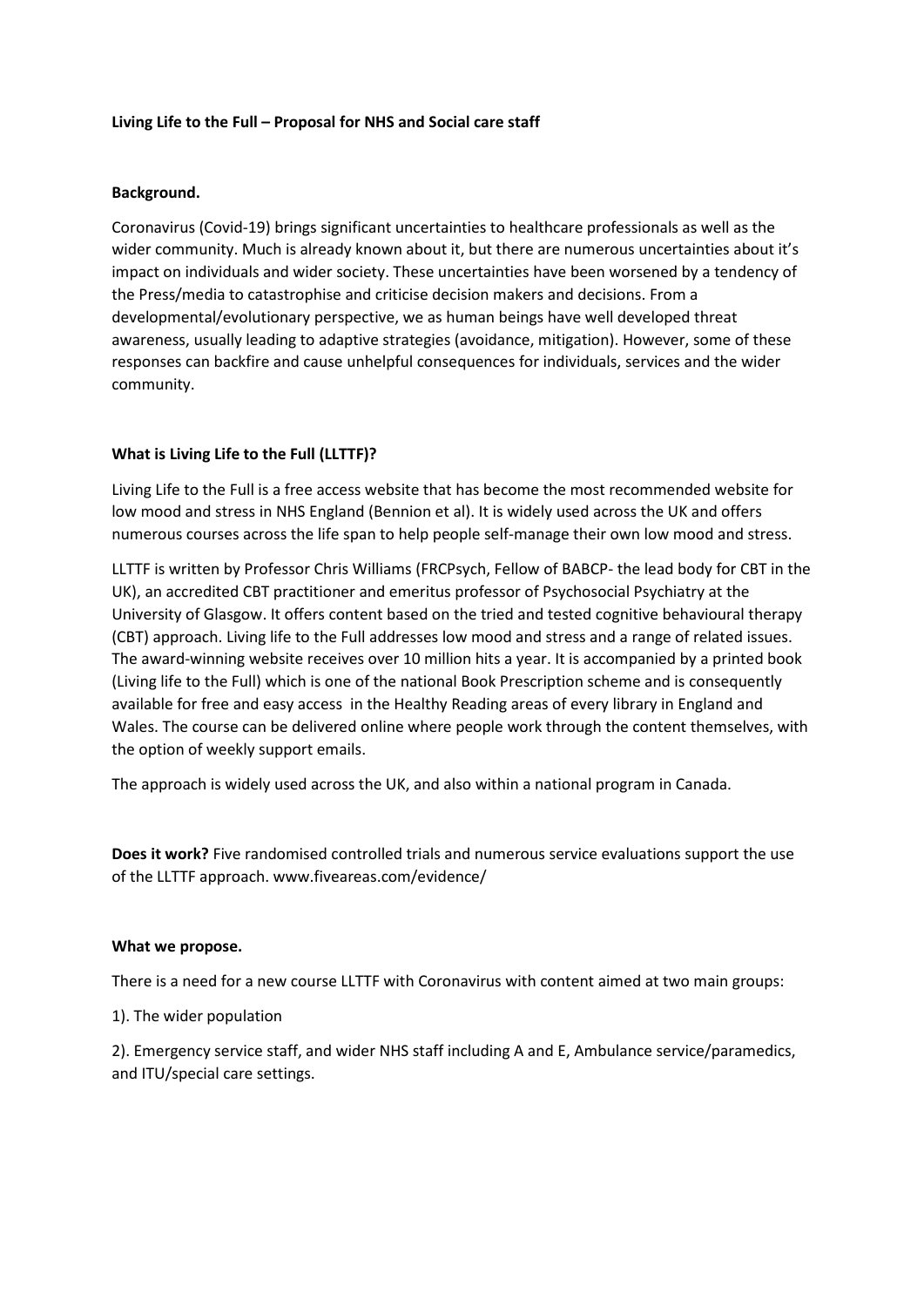**Living Life to the Full – Proposal for NHS and Social care staff**

**Background.**

Coronavirus (Covid-19) brings significant uncertainties to healthcare professionals as well as the wider community. Much is already known about it, but there are numerous uncertainties about it's impact on individuals and wider society. These uncertainties have been worsened by a tendency of the Press/media to catastrophise and criticise decision makers and decisions. From a developmental/evolutionary perspective, we as human beings have well developed threat awareness, usually leading to adaptive strategies (avoidance, mitigation). However, some of these responses can backfire and cause unhelpful consequences for individuals, services and the wider community.

**What is Living Life to the Full (LLTTF)?**

Living Life to the Full is a free access website that has become the most recommended website for low mood and stress in NHS England (Bennion et al). It is widely used across the UK and offers numerous courses across the life span to help people self-manage their own low mood and stress.

LLTTF is written by Professor Chris Williams (FRCPsych, Fellow of BABCP- the lead body for CBT in the UK), an accredited CBT practitioner and emeritus professor of Psychosocial Psychiatry at the University of Glasgow. It offers content based on the tried and tested cognitive behavioural therapy (CBT) approach. Living life to the Full addresses low mood and stress and a range of related issues. The award-winning website receives over 10 million hits a year. It is accompanied by a printed book (Living life to the Full) which is one of the national Book Prescription scheme and is consequently available for free and easy access in the Healthy Reading areas of every library in England and Wales. The course can be delivered online where people work through the content themselves, with the option of weekly support emails.

The approach is widely used across the UK, and also within a national program in Canada.

**Does it work?** Five randomised controlled trials and numerous service evaluations support the use of the LLTTF approach. www.fiveareas.com/evidence/

**What we propose.**

There is a need for a new course LLTTF with Coronavirus with content aimed at two main groups:

1). The wider population

2). Emergency service staff, and wider NHS staff including A and E, Ambulance service/paramedics, and ITU/special care settings.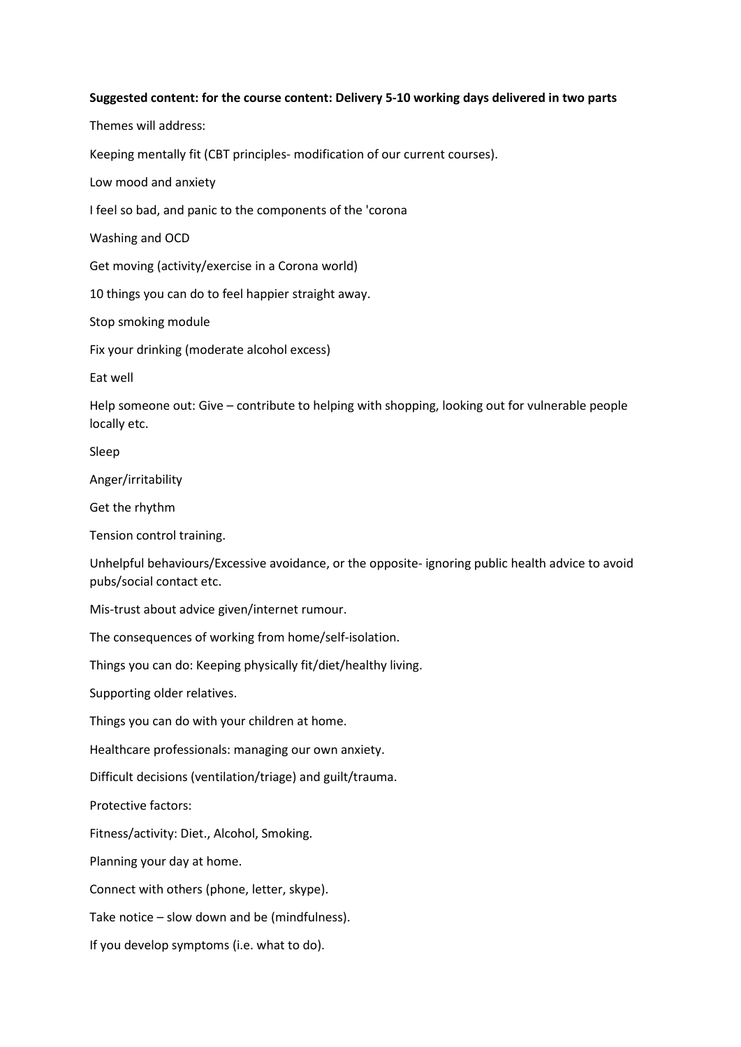**Suggested content: for the course content: Delivery 5-10 working days delivered in two parts**

Themes will address:

Keeping mentally fit (CBT principles- modification of our current courses).

Low mood and anxiety

I feel so bad, and panic to the components of the 'corona

Washing and OCD

Get moving (activity/exercise in a Corona world)

10 things you can do to feel happier straight away.

Stop smoking module

Fix your drinking (moderate alcohol excess)

Eat well

Help someone out: Give – contribute to helping with shopping, looking out for vulnerable people locally etc.

Sleep

Anger/irritability

Get the rhythm

Tension control training.

Unhelpful behaviours/Excessive avoidance, or the opposite- ignoring public health advice to avoid pubs/social contact etc.

Mis-trust about advice given/internet rumour.

The consequences of working from home/self-isolation.

Things you can do: Keeping physically fit/diet/healthy living.

Supporting older relatives.

Things you can do with your children at home.

Healthcare professionals: managing our own anxiety.

Difficult decisions (ventilation/triage) and guilt/trauma.

Protective factors:

Fitness/activity: Diet., Alcohol, Smoking.

Planning your day at home.

Connect with others (phone, letter, skype).

Take notice – slow down and be (mindfulness).

If you develop symptoms (i.e. what to do).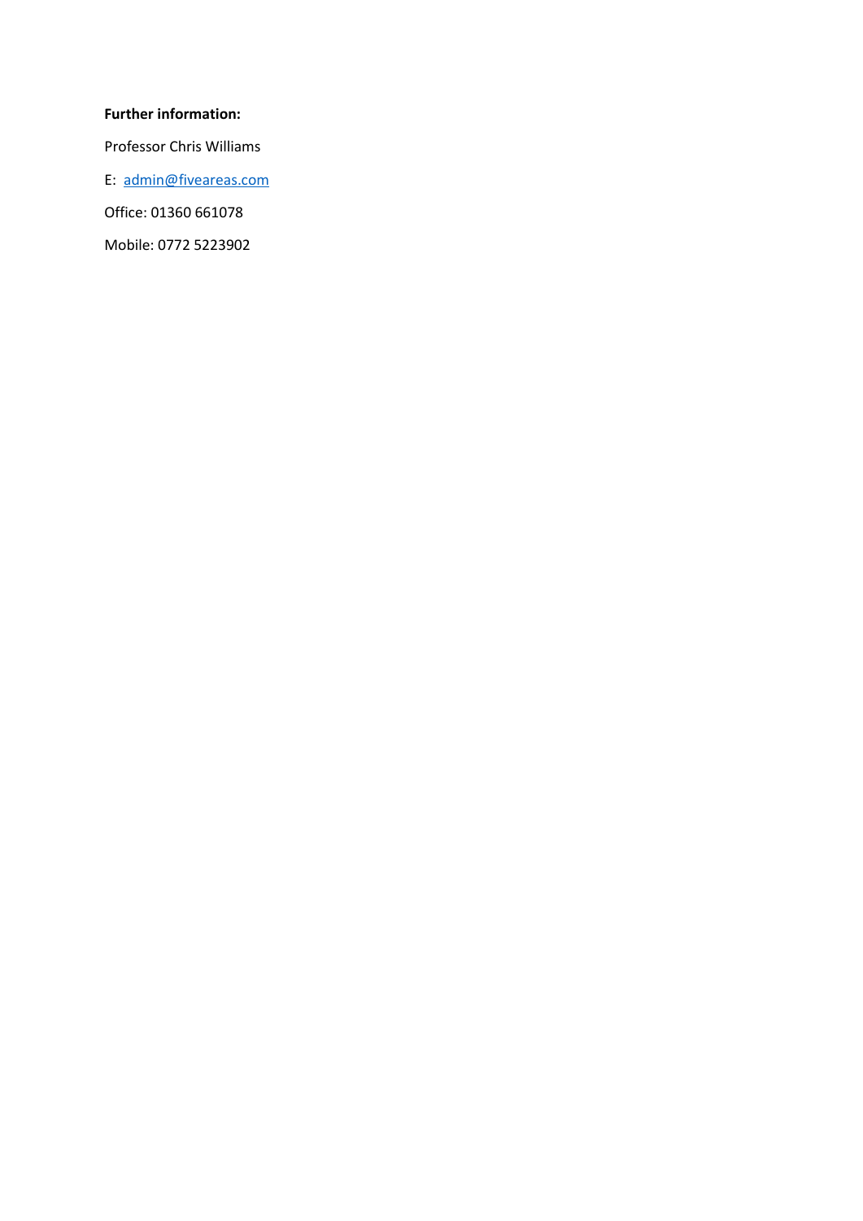**Further information:**

Professor Chris Williams

E: admin@fiveareas.com

Office: 01360 661078

Mobile: 0772 5223902